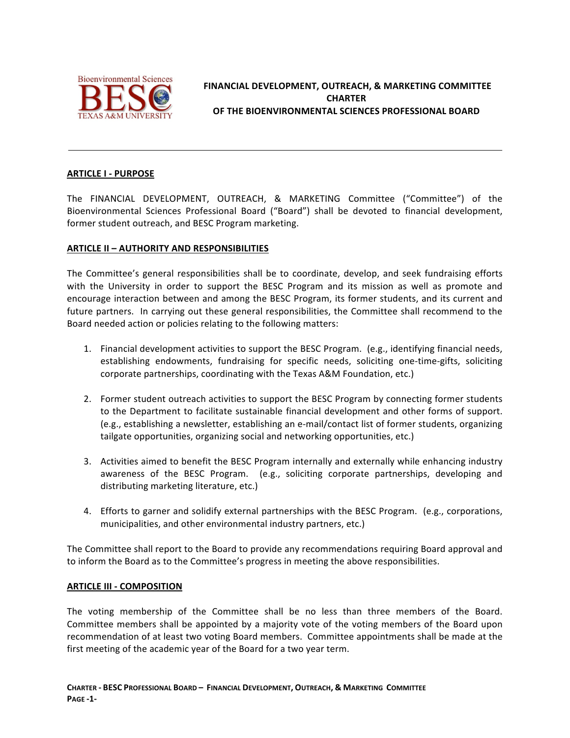# FINANCIAL DEVELOPMENT, OUTREACH, & MARKETING COMMITTEE CHARTER OF THE BIOENVIRONMENTAL SCIENCES PROFESSIONAL BOARD

## ARTICLE I - PURPOSE

The FINANCIAL DEVELOPMENT, OUTREACH, & MARKETING Committee ("Committee") of the Bioenvironmental Sciences Professional Board ("Board") shall be devoted to financial development, former student outreach, and BESC Program marketing.

## ARTICLE II – AUTHORITY AND RESPONSIBILITIES

The Committee's general responsibilities shall be to coordinate, develop, and seek fundraising efforts with the University in order to support the BESC Program and its mission as well as promote and encourage interaction between and among the BESC Program, its former students, and its current and future partners. In carrying out these general responsibilities, the Committee shall recommend to the Board needed action or policies relating to the following matters:

1. Financial development activities to support the BESC Program. (e.g., identifying financial needs, establishing endowments, fundraising for specific needs, soliciting one-time-gifts, soliciting corporate partnerships, coordinating with the Texas A&M Foundation, etc.)

2. Former student outreach activities to support the BESC Program by connecting former students to the Department to facilitate sustainable financial development and other forms of support. (e.g., establishing a newsletter, establishing an e-mail/contact list of former students, organizing tailgate opportunities, organizing social and networking opportunities, etc.)

3. Activities aimed to benefit the BESC Program internally and externally while enhancing industry awareness of the BESC Program. (e.g., soliciting corporate partnerships, developing and distributing marketing literature, etc.)

4. Efforts to garner and solidify external partnerships with the BESC Program. (e.g., corporations, municipalities, and other environmental industry partners, etc.)

The Committee shall report to the Board to provide any recommendations requiring Board approval and to inform the Board as to the Committee's progress in meeting the above responsibilities.

## ARTICLE III - COMPOSITION

The voting membership of the Committee shall be no less than three members of the Board. Committee members shall be appointed by a majority vote of the voting members of the Board upon recommendation of at least two voting Board members. Committee appointments shall be made at the first meeting of the academic year of the Board for a two year term.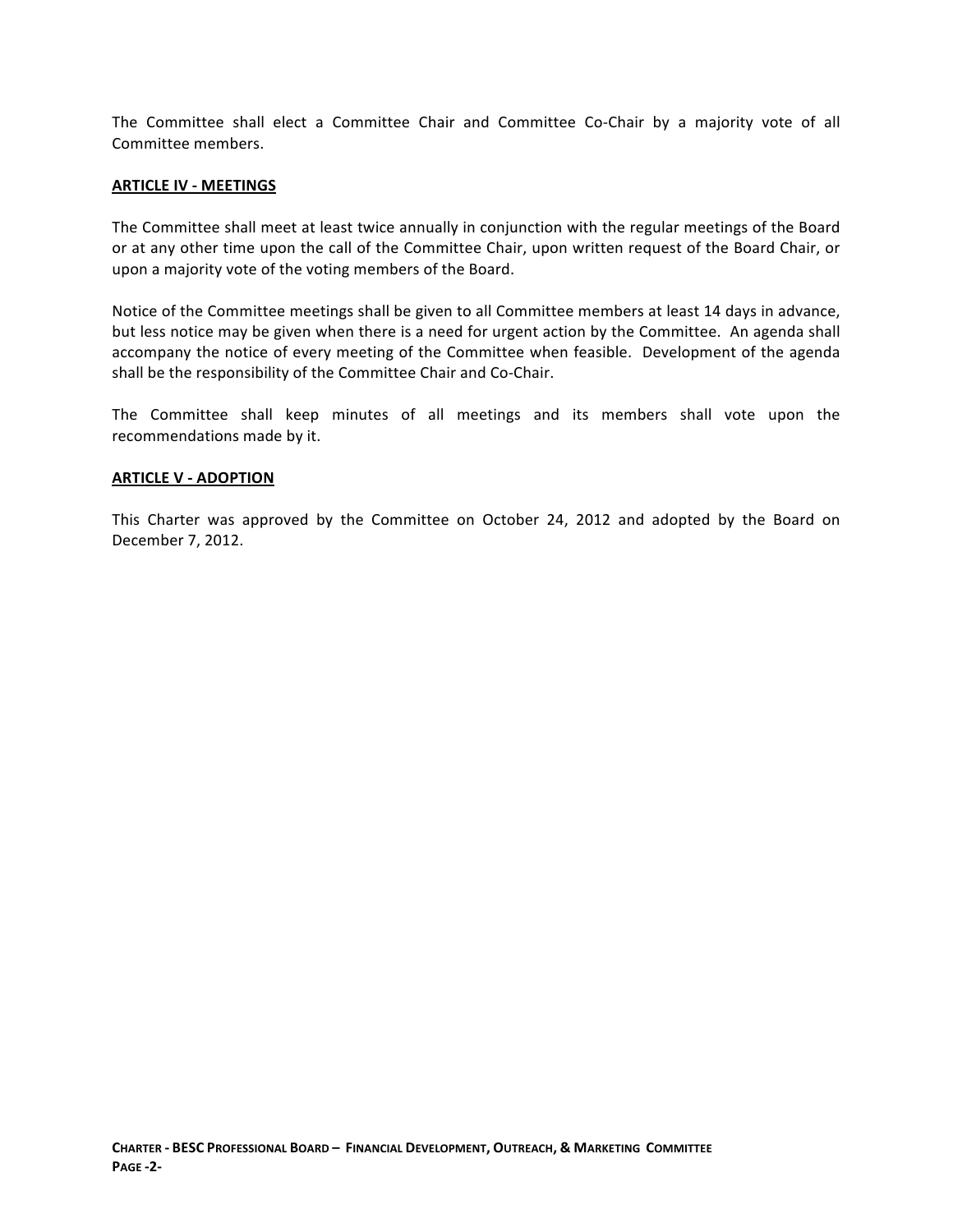The Committee shall elect a Committee Chair and Committee Co-Chair by a majority vote of all Committee members.

## ARTICLE IV - MEETINGS

The Committee shall meet at least twice annually in conjunction with the regular meetings of the Board or at any other time upon the call of the Committee Chair, upon written request of the Board Chair, or upon a majority vote of the voting members of the Board.

Notice of the Committee meetings shall be given to all Committee members at least 14 days in advance, but less notice may be given when there is a need for urgent action by the Committee. An agenda shall accompany the notice of every meeting of the Committee when feasible. Development of the agenda shall be the responsibility of the Committee Chair and Co-Chair.

The Committee shall keep minutes of all meetings and its members shall vote upon the recommendations made by it.

## ARTICLE V - ADOPTION

This Charter was approved by the Committee on October 24, 2012 and adopted by the Board on December 7, 2012.